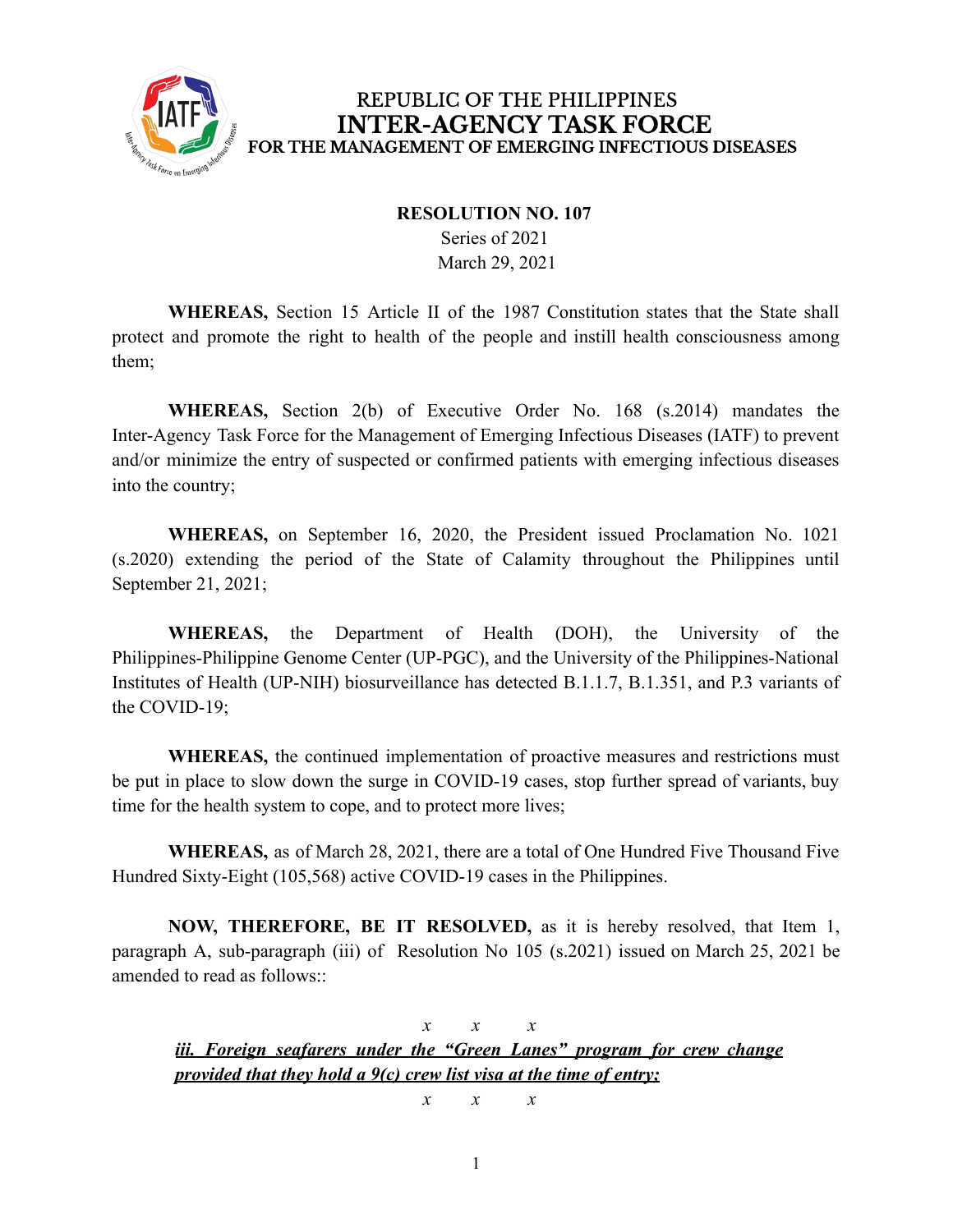REPUBLIC OF THE PHILIPPINES
**INTER-AGENCY TASK FORCE**
**FOR THE MANAGEMENT OF EMERGING INFECTIOUS DISEASES**

**RESOLUTION NO. 107**
Series of 2021
March 29, 2021

**WHEREAS,** Section 15 Article II of the 1987 Constitution states that the State shall protect and promote the right to health of the people and instill health consciousness among them;

**WHEREAS,** Section 2(b) of Executive Order No. 168 (s.2014) mandates the Inter-Agency Task Force for the Management of Emerging Infectious Diseases (IATF) to prevent and/or minimize the entry of suspected or confirmed patients with emerging infectious diseases into the country;

**WHEREAS,** on September 16, 2020, the President issued Proclamation No. 1021 (s.2020) extending the period of the State of Calamity throughout the Philippines until September 21, 2021;

**WHEREAS,** the Department of Health (DOH), the University of the Philippines-Philippine Genome Center (UP-PGC), and the University of the Philippines-National Institutes of Health (UP-NIH) biosurveillance has detected B.1.1.7, B.1.351, and P.3 variants of the COVID-19;

**WHEREAS,** the continued implementation of proactive measures and restrictions must be put in place to slow down the surge in COVID-19 cases, stop further spread of variants, buy time for the health system to cope, and to protect more lives;

**WHEREAS,** as of March 28, 2021, there are a total of One Hundred Five Thousand Five Hundred Sixty-Eight (105,568) active COVID-19 cases in the Philippines.

**NOW, THEREFORE, BE IT RESOLVED,** as it is hereby resolved, that Item 1, paragraph A, sub-paragraph (iii) of Resolution No 105 (s.2021) issued on March 25, 2021 be amended to read as follows::

*x x x*

***iii. Foreign seafarers under the "Green Lanes" program for crew change provided that they hold a 9(c) crew list visa at the time of entry;***

*x x x*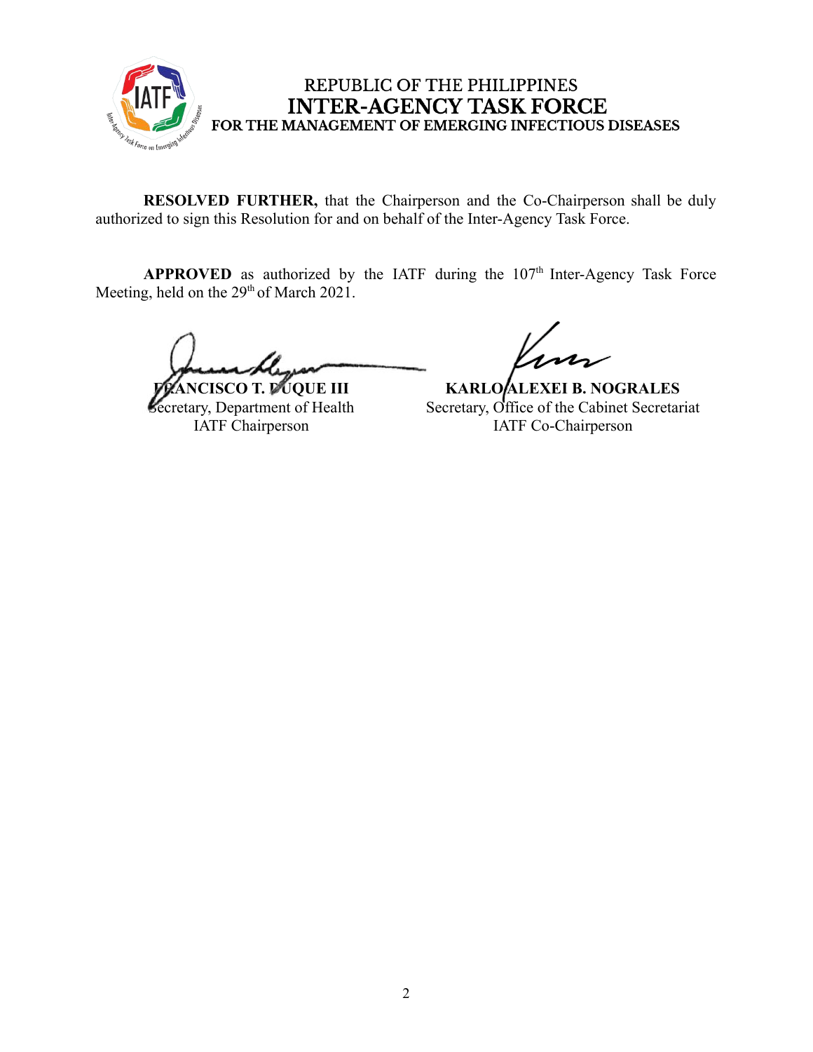**RESOLVED FURTHER,** that the Chairperson and the Co-Chairperson shall be duly authorized to sign this Resolution for and on behalf of the Inter-Agency Task Force.

**APPROVED** as authorized by the IATF during the 107th Inter-Agency Task Force Meeting, held on the 29th of March 2021.

**FRANCISCO T. DUQUE III**
Secretary, Department of Health
IATF Chairperson

**KARLO ALEXEI B. NOGRALES**
Secretary, Office of the Cabinet Secretariat
IATF Co-Chairperson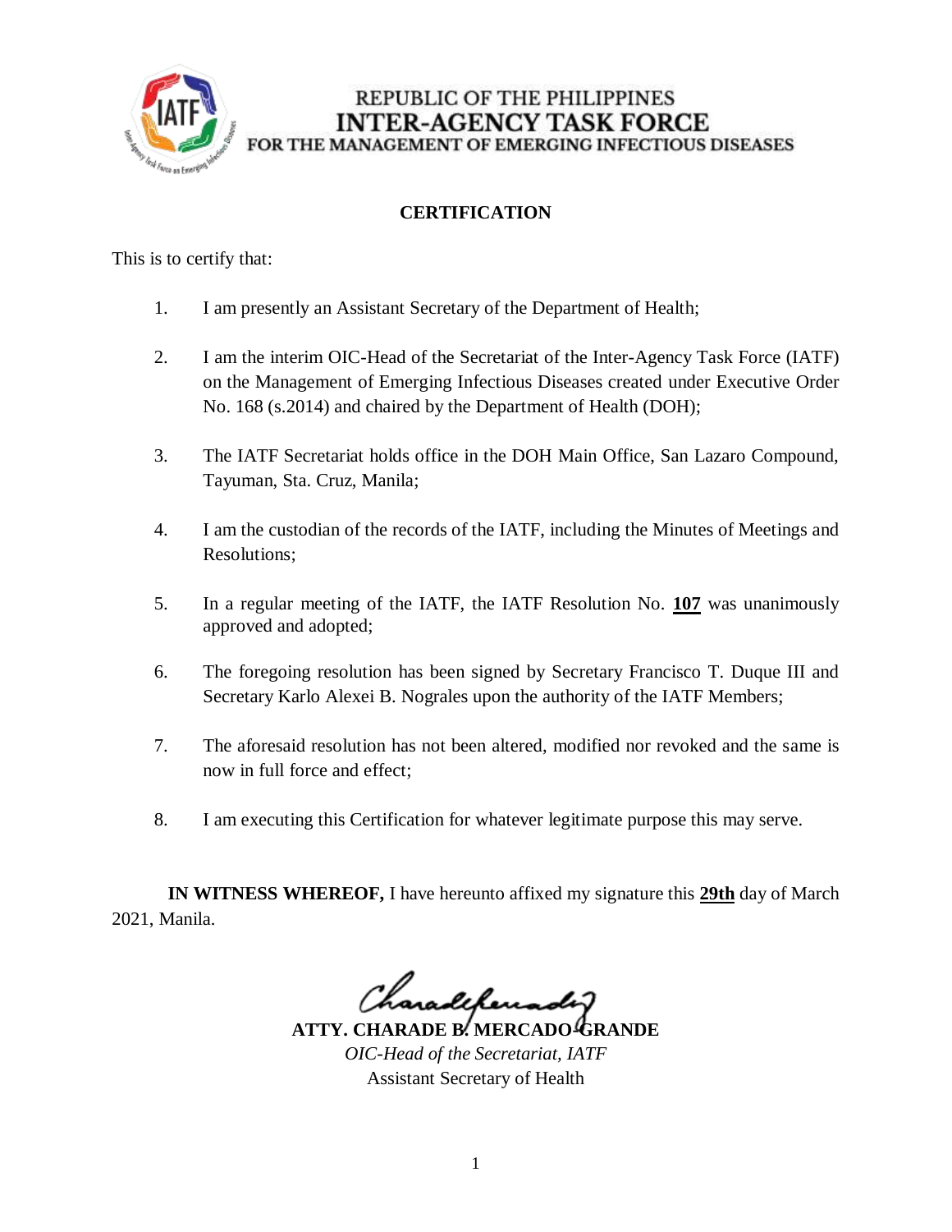REPUBLIC OF THE PHILIPPINES
**INTER-AGENCY TASK FORCE**
FOR THE MANAGEMENT OF EMERGING INFECTIOUS DISEASES

## CERTIFICATION

This is to certify that:

1. I am presently an Assistant Secretary of the Department of Health;

2. I am the interim OIC-Head of the Secretariat of the Inter-Agency Task Force (IATF) on the Management of Emerging Infectious Diseases created under Executive Order No. 168 (s.2014) and chaired by the Department of Health (DOH);

3. The IATF Secretariat holds office in the DOH Main Office, San Lazaro Compound, Tayuman, Sta. Cruz, Manila;

4. I am the custodian of the records of the IATF, including the Minutes of Meetings and Resolutions;

5. In a regular meeting of the IATF, the IATF Resolution No. **107** was unanimously approved and adopted;

6. The foregoing resolution has been signed by Secretary Francisco T. Duque III and Secretary Karlo Alexei B. Nograles upon the authority of the IATF Members;

7. The aforesaid resolution has not been altered, modified nor revoked and the same is now in full force and effect;

8. I am executing this Certification for whatever legitimate purpose this may serve.

**IN WITNESS WHEREOF,** I have hereunto affixed my signature this **29th** day of March 2021, Manila.

**ATTY. CHARADE B. MERCADO-GRANDE**
*OIC-Head of the Secretariat, IATF*
Assistant Secretary of Health